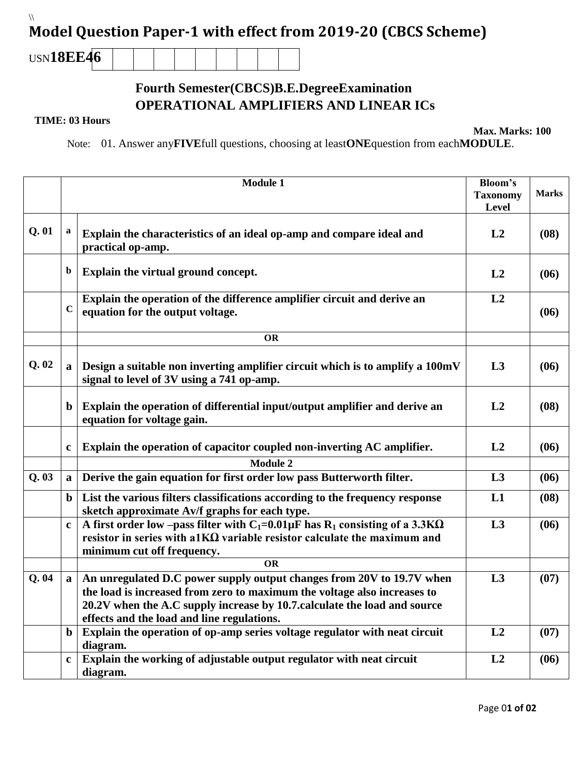\\

# Model Question Paper-1 with effect from 2019-20 (CBCS Scheme)

USN **18EE46**

## Fourth Semester(CBCS)B.E.DegreeExamination
## OPERATIONAL AMPLIFIERS AND LINEAR ICs

**TIME: 03 Hours**

**Max. Marks: 100**

Note: 01. Answer any**FIVE**full questions, choosing at least**ONE**question from each**MODULE**.

| | | **Module 1** | **Bloom's Taxonomy Level** | **Marks** |
|---|---|---|---|---|
| **Q. 01** | **a** | **Explain the characteristics of an ideal op-amp and compare ideal and practical op-amp.** | **L2** | **(08)** |
| | **b** | **Explain the virtual ground concept.** | **L2** | **(06)** |
| | **C** | **Explain the operation of the difference amplifier circuit and derive an equation for the output voltage.** | **L2** | **(06)** |
| | | **OR** | | |
| **Q. 02** | **a** | **Design a suitable non inverting amplifier circuit which is to amplify a 100mV signal to level of 3V using a 741 op-amp.** | **L3** | **(06)** |
| | **b** | **Explain the operation of differential input/output amplifier and derive an equation for voltage gain.** | **L2** | **(08)** |
| | **c** | **Explain the operation of capacitor coupled non-inverting AC amplifier.** | **L2** | **(06)** |
| | | **Module 2** | | |
| **Q. 03** | **a** | **Derive the gain equation for first order low pass Butterworth filter.** | **L3** | **(06)** |
| | **b** | **List the various filters classifications according to the frequency response sketch approximate Av/f graphs for each type.** | **L1** | **(08)** |
| | **c** | **A first order low –pass filter with $C_1$=0.01µF has $R_1$ consisting of a 3.3KΩ resistor in series with a1KΩ variable resistor calculate the maximum and minimum cut off frequency.** | **L3** | **(06)** |
| | | **OR** | | |
| **Q. 04** | **a** | **An unregulated D.C power supply output changes from 20V to 19.7V when the load is increased from zero to maximum the voltage also increases to 20.2V when the A.C supply increase by 10.7.calculate the load and source effects and the load and line regulations.** | **L3** | **(07)** |
| | **b** | **Explain the operation of op-amp series voltage regulator with neat circuit diagram.** | **L2** | **(07)** |
| | **c** | **Explain the working of adjustable output regulator with neat circuit diagram.** | **L2** | **(06)** |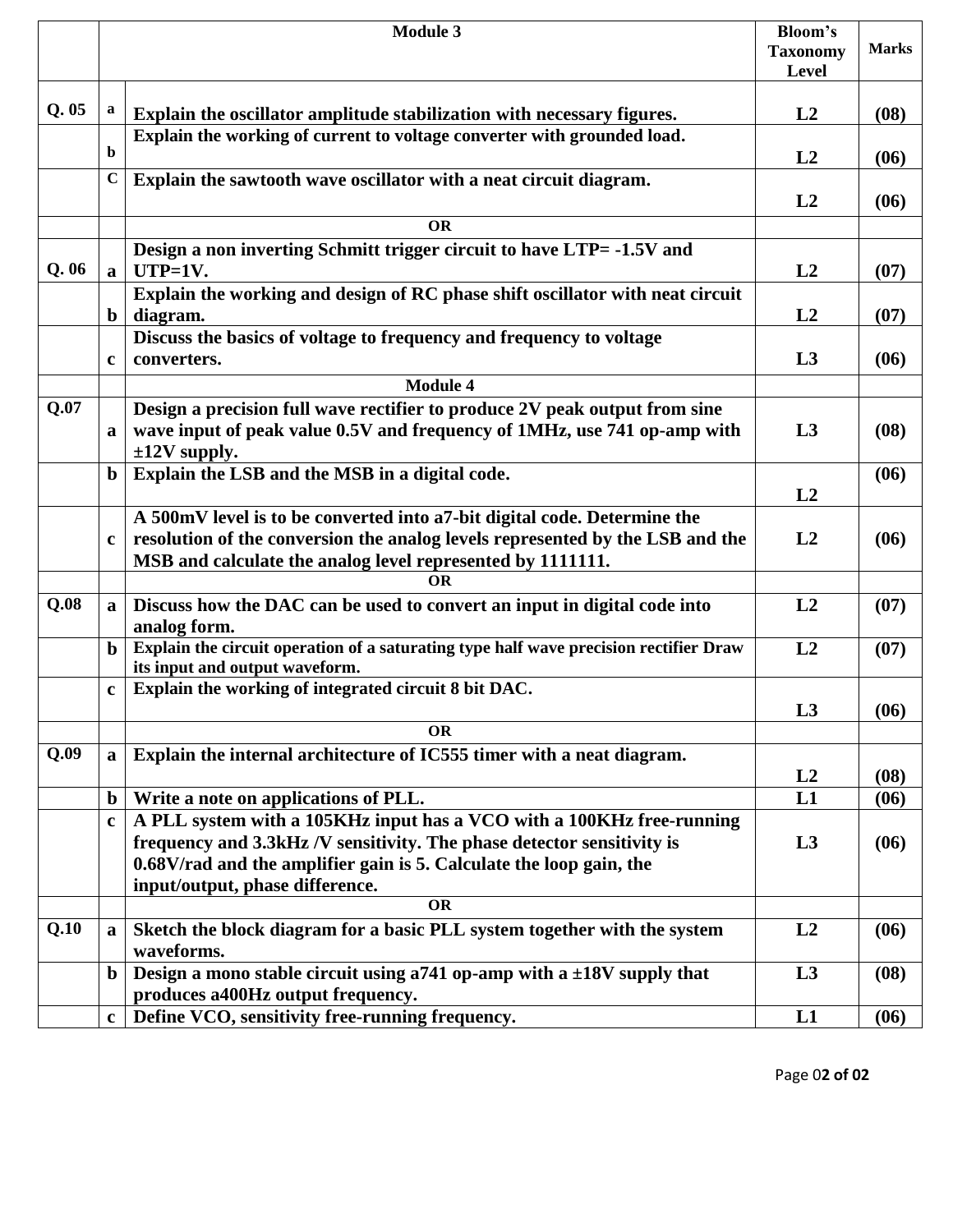| | | Module 3 | Bloom's Taxonomy Level | Marks |
|---|---|---|---|---|
| Q. 05 | a | Explain the oscillator amplitude stabilization with necessary figures. | L2 | (08) |
| | b | Explain the working of current to voltage converter with grounded load. | L2 | (06) |
| | C | Explain the sawtooth wave oscillator with a neat circuit diagram. | L2 | (06) |
| | | OR | | |
| Q. 06 | a | Design a non inverting Schmitt trigger circuit to have LTP= -1.5V and UTP=1V. | L2 | (07) |
| | b | Explain the working and design of RC phase shift oscillator with neat circuit diagram. | L2 | (07) |
| | c | Discuss the basics of voltage to frequency and frequency to voltage converters. | L3 | (06) |
| | | Module 4 | | |
| Q.07 | a | Design a precision full wave rectifier to produce 2V peak output from sine wave input of peak value 0.5V and frequency of 1MHz, use 741 op-amp with ±12V supply. | L3 | (08) |
| | b | Explain the LSB and the MSB in a digital code. | L2 | (06) |
| | c | A 500mV level is to be converted into a7-bit digital code. Determine the resolution of the conversion the analog levels represented by the LSB and the MSB and calculate the analog level represented by 1111111. | L2 | (06) |
| | | OR | | |
| Q.08 | a | Discuss how the DAC can be used to convert an input in digital code into analog form. | L2 | (07) |
| | b | Explain the circuit operation of a saturating type half wave precision rectifier Draw its input and output waveform. | L2 | (07) |
| | c | Explain the working of integrated circuit 8 bit DAC. | L3 | (06) |
| | | OR | | |
| Q.09 | a | Explain the internal architecture of IC555 timer with a neat diagram. | L2 | (08) |
| | b | Write a note on applications of PLL. | L1 | (06) |
| | c | A PLL system with a 105KHz input has a VCO with a 100KHz free-running frequency and 3.3kHz /V sensitivity. The phase detector sensitivity is 0.68V/rad and the amplifier gain is 5. Calculate the loop gain, the input/output, phase difference. | L3 | (06) |
| | | OR | | |
| Q.10 | a | Sketch the block diagram for a basic PLL system together with the system waveforms. | L2 | (06) |
| | b | Design a mono stable circuit using a741 op-amp with a ±18V supply that produces a400Hz output frequency. | L3 | (08) |
| | c | Define VCO, sensitivity free-running frequency. | L1 | (06) |